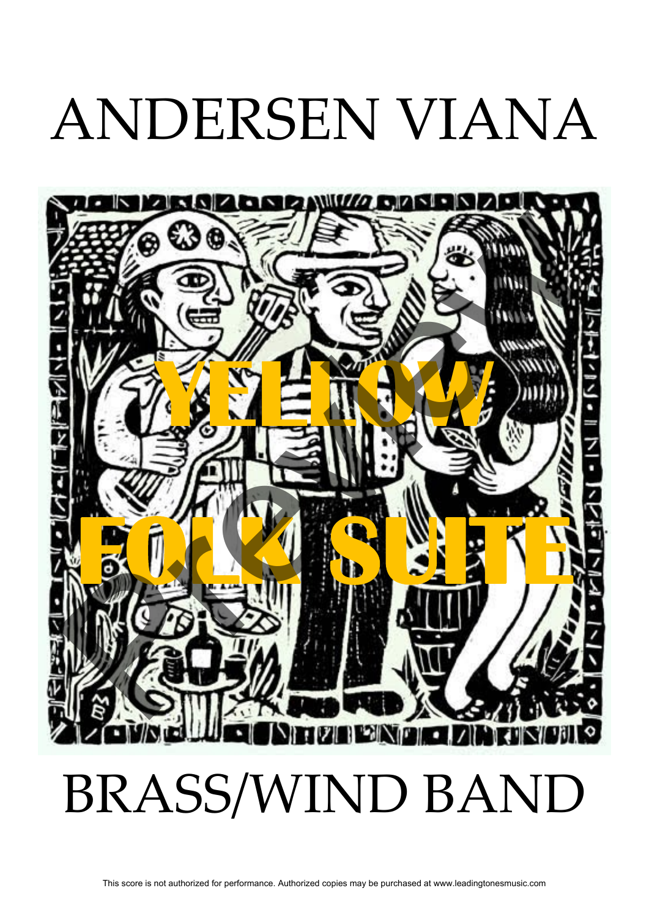# ANDERSEN VIANA

# YELLOW FOLK SUITE

# BRASS/WIND BAND

This score is not authorized for performance. Authorized copies may be purchased at www.leadingtonesmusic.com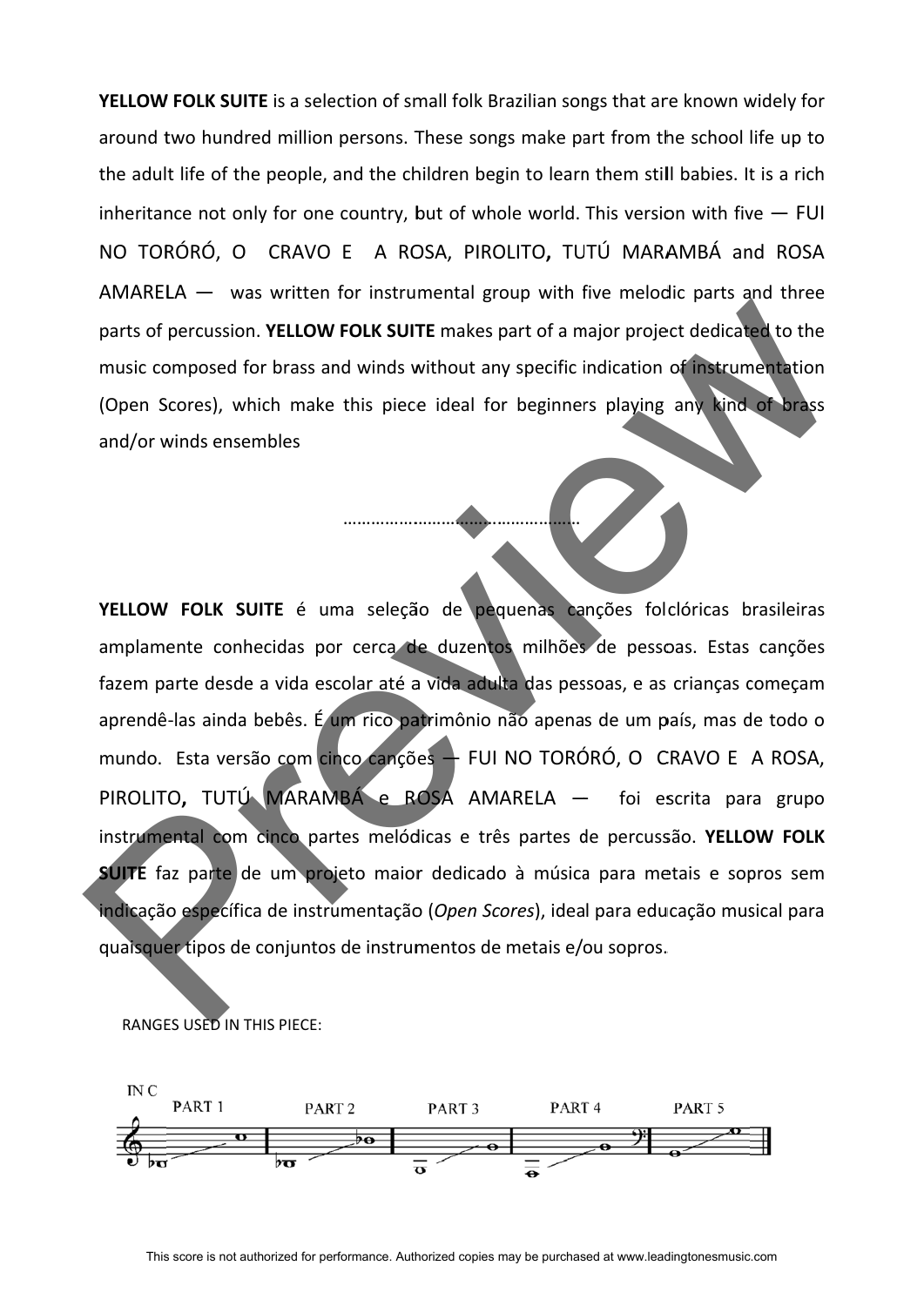**YELLOW FOLK SUITE** is a selection of small folk Brazilian songs that are known widely for around two hundred million persons. These songs make part from the school life up to the adult life of the people, and the children begin to learn them still babies. It is a rich inheritance not only for one country, but of whole world. This version with five — FUI NO TORÓRÓ, O CRAVO E A ROSA, PIROLITO, TUTÚ MARAMBÁ and ROSA AMARELA — was written for instrumental group with five melodic parts and three parts of percussion. **YELLOW FOLK SUITE** makes part of a major project dedicated to the music composed for brass and winds without any specific indication of instrumentation (Open Scores), which make this piece ideal for beginners playing any kind of brass and/or winds ensembles

…………………………………………

**YELLOW FOLK SUITE** é uma seleção de pequenas canções folclóricas brasileiras amplamente conhecidas por cerca de duzentos milhões de pessoas. Estas canções fazem parte desde a vida escolar até a vida adulta das pessoas, e as crianças começam aprendê-las ainda bebês. É um rico patrimônio não apenas de um país, mas de todo o mundo. Esta versão com cinco canções — FUI NO TORÓRÓ, O CRAVO E A ROSA, PIROLITO, TUTÚ MARAMBÁ e ROSA AMARELA — foi escrita para grupo instrumental com cinco partes melódicas e três partes de percussão. **YELLOW FOLK SUITE** faz parte de um projeto maior dedicado à música para metais e sopros sem indicação específica de instrumentação (*Open Scores*), ideal para educação musical para quaisquer tipos de conjuntos de instrumentos de metais e/ou sopros.

RANGES USED IN THIS PIECE:

IN C — PART 1 — PART 2 — PART 3 — PART 4 — PART 5

This score is not authorized for performance. Authorized copies may be purchased at www.leadingtonesmusic.com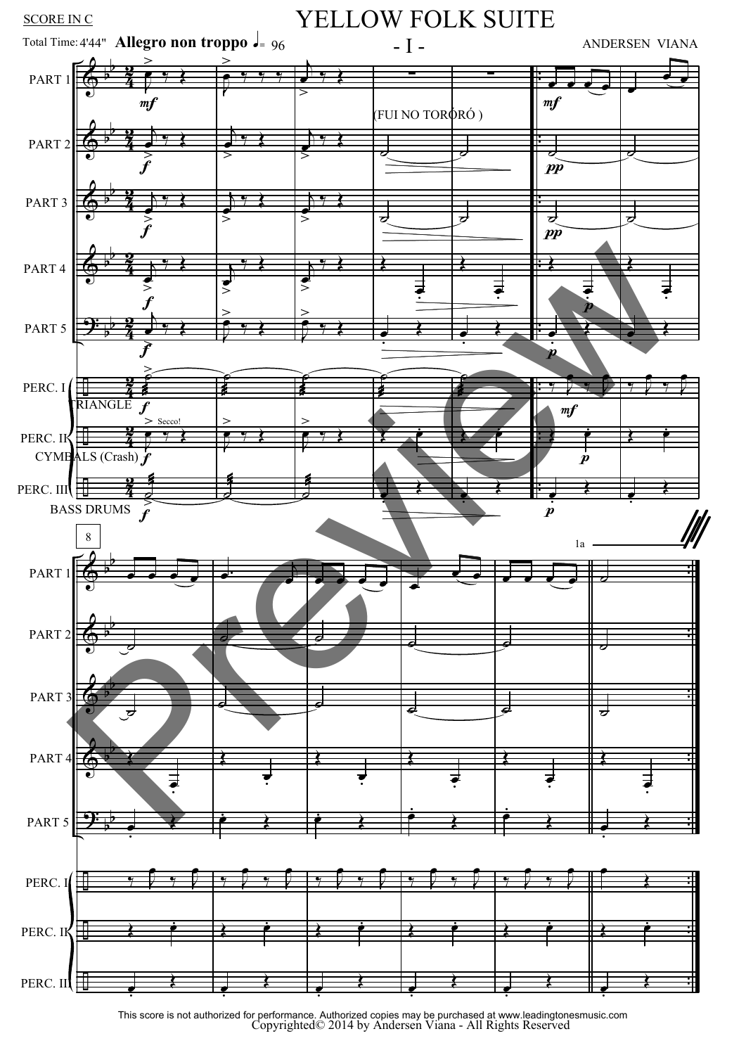SCORE IN C

# YELLOW FOLK SUITE

## - I -

Total Time: 4'44" **Allegro non troppo** ♩= 96

ANDERSEN VIANA

PART 1
PART 2
PART 3
PART 4
PART 5
PERC. I
TRIANGLE
PERC. II
CYMBALS (Crash)
Secco!
PERC. III
BASS DRUMS

(FUI NO TORÓRÓ )

8

1a

This score is not authorized for performance. Authorized copies may be purchased at www.leadingtonesmusic.com
Copyrighted© 2014 by Andersen Viana - All Rights Reserved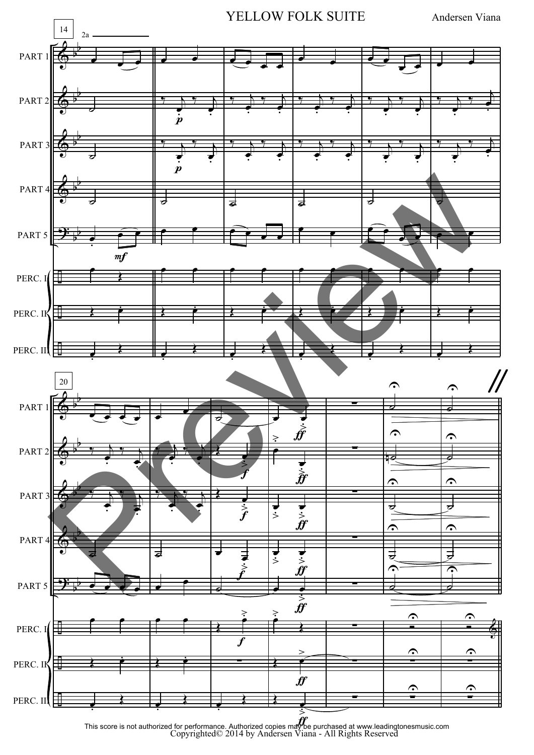# YELLOW FOLK SUITE

Andersen Viana

This score is not authorized for performance. Authorized copies may be purchased at www.leadingtonesmusic.com
Copyrighted© 2014 by Andersen Viana - All Rights Reserved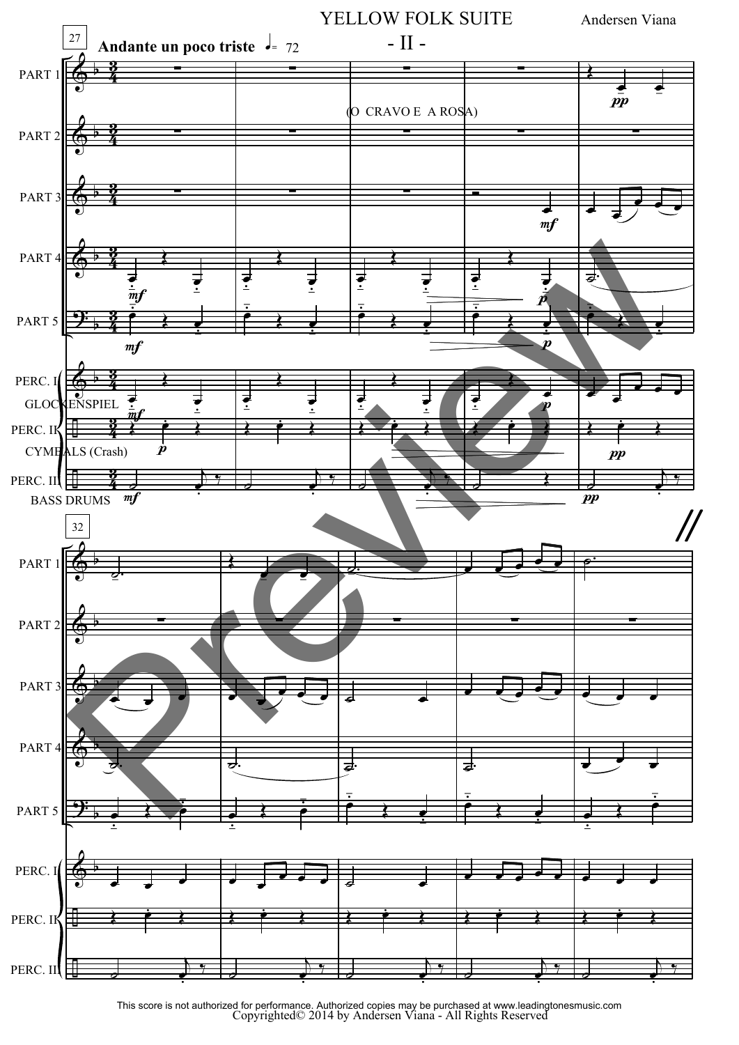# YELLOW FOLK SUITE

## - II -

Andersen Viana

27 **Andante un poco triste** ♩= 72

(O CRAVO E A ROSA)

PART 1

PART 2

PART 3

PART 4

PART 5

PERC. I GLOCKENSPIEL

PERC. II CYMBALS (Crash)

PERC. III BASS DRUMS

32

PART 1

PART 2

PART 3

PART 4

PART 5

PERC. I

PERC. II

PERC. III

This score is not authorized for performance. Authorized copies may be purchased at www.leadingtonesmusic.com
Copyrighted© 2014 by Andersen Viana - All Rights Reserved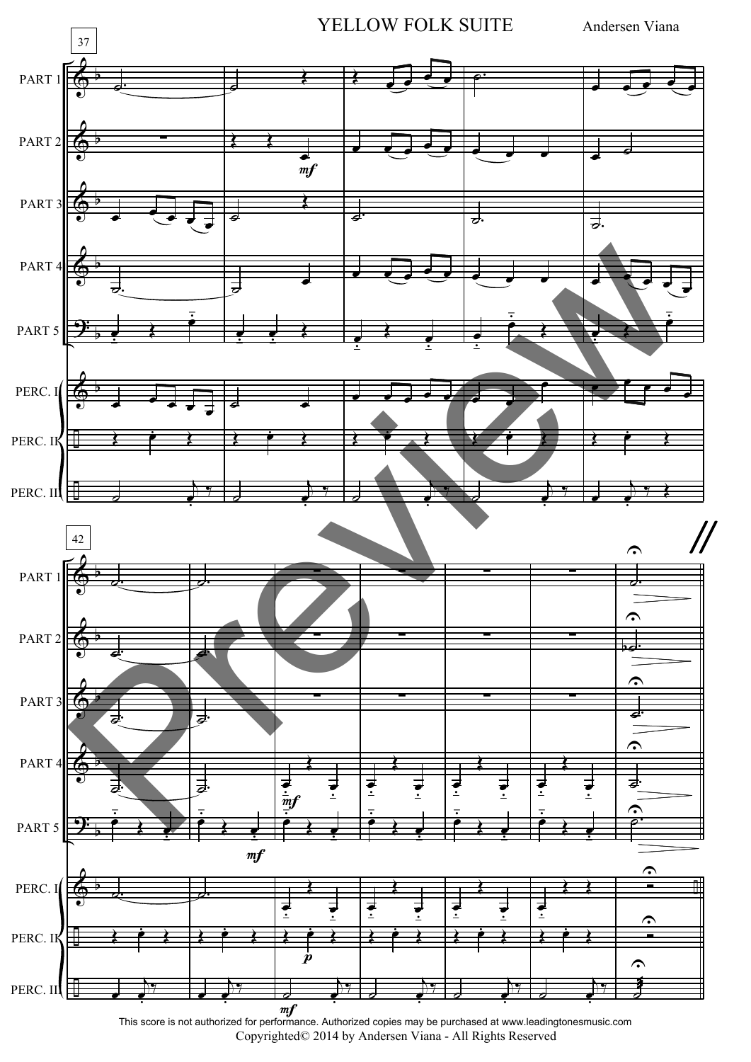# YELLOW FOLK SUITE

Andersen Viana

This score is not authorized for performance. Authorized copies may be purchased at www.leadingtonesmusic.com

Copyrighted© 2014 by Andersen Viana - All Rights Reserved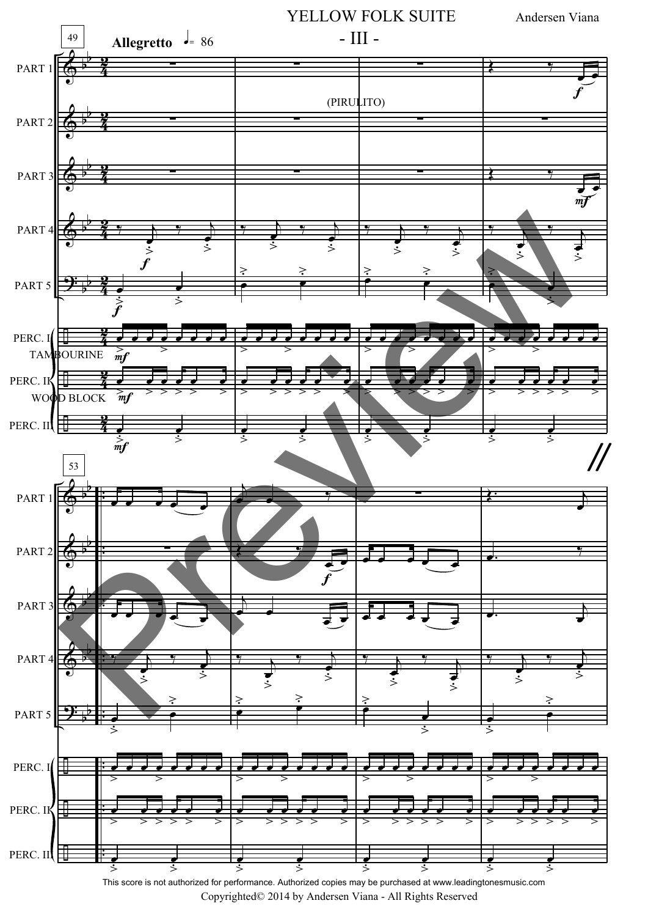# YELLOW FOLK SUITE

## - III -

Andersen Viana

49 **Allegretto** ♩= 86

(PIRULITO)

PART 1

PART 2

PART 3

PART 4

PART 5

PERC. I TAMBOURINE

PERC. II WOOD BLOCK

PERC. III

53

This score is not authorized for performance. Authorized copies may be purchased at www.leadingtonesmusic.com

Copyrighted© 2014 by Andersen Viana - All Rights Reserved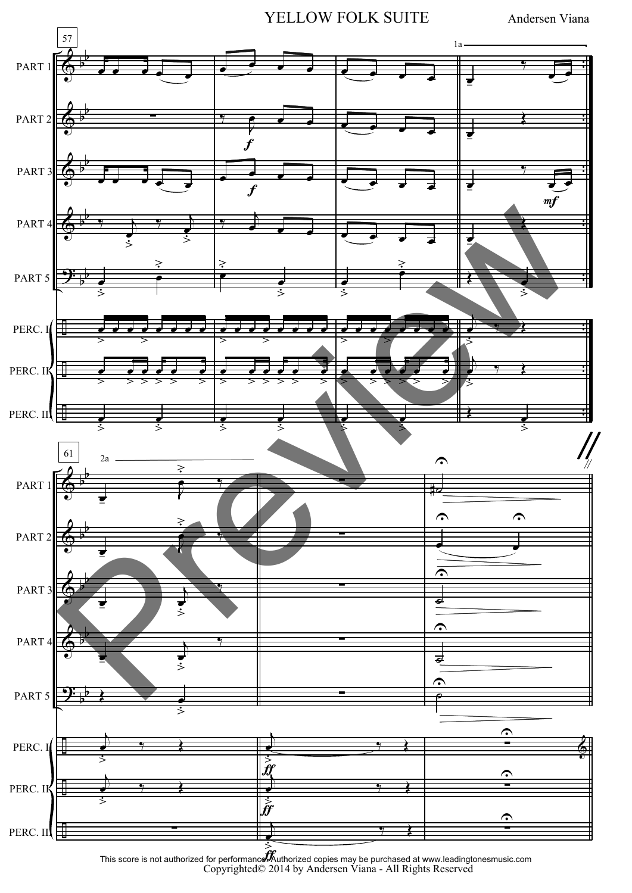# YELLOW FOLK SUITE

Andersen Viana

This score is not authorized for performance. Authorized copies may be purchased at www.leadingtonesmusic.com
Copyrighted© 2014 by Andersen Viana - All Rights Reserved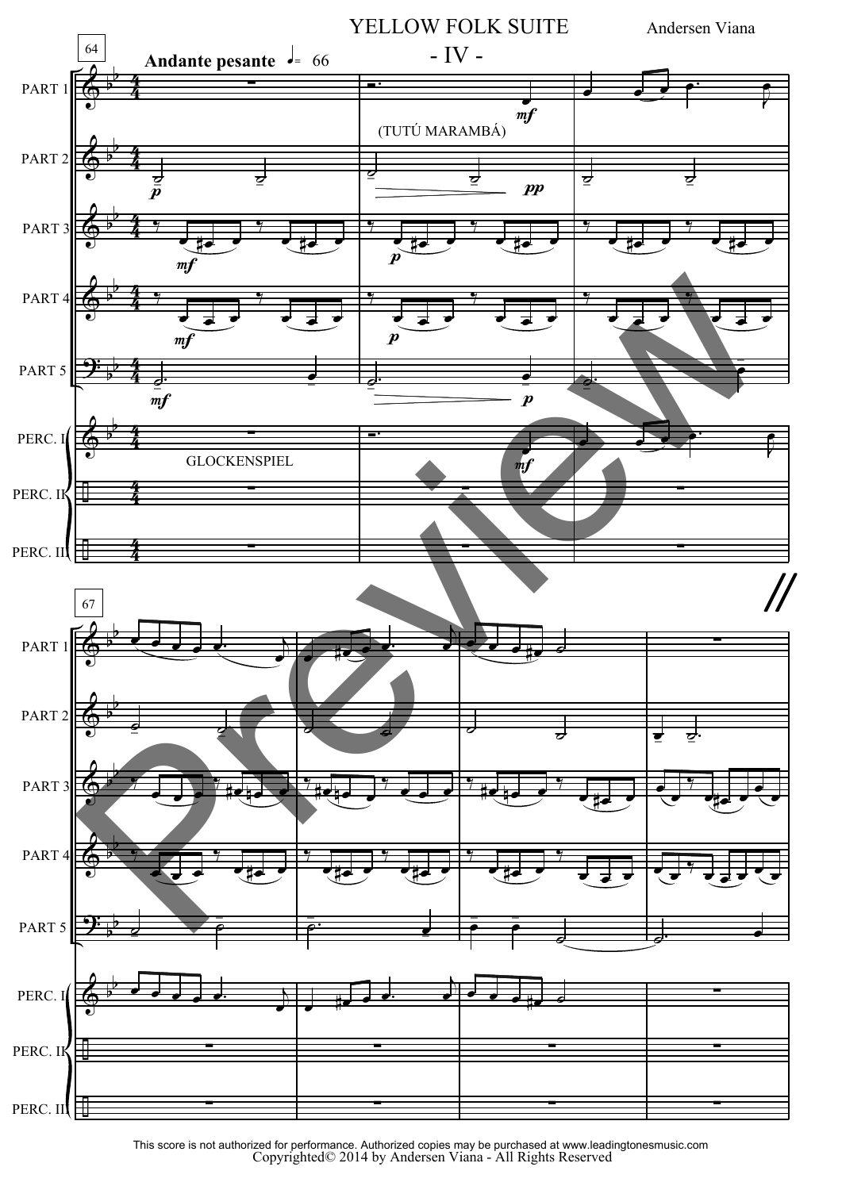# YELLOW FOLK SUITE

## - IV -

Andersen Viana

64

**Andante pesante** ♩= 66

PART 1
PART 2
PART 3
PART 4
PART 5
PERC. I
PERC. II
PERC. III

(TUTÚ MARAMBÁ)

GLOCKENSPIEL

67

PART 1
PART 2
PART 3
PART 4
PART 5
PERC. I
PERC. II
PERC. III

This score is not authorized for performance. Authorized copies may be purchased at www.leadingtonesmusic.com
Copyrighted© 2014 by Andersen Viana - All Rights Reserved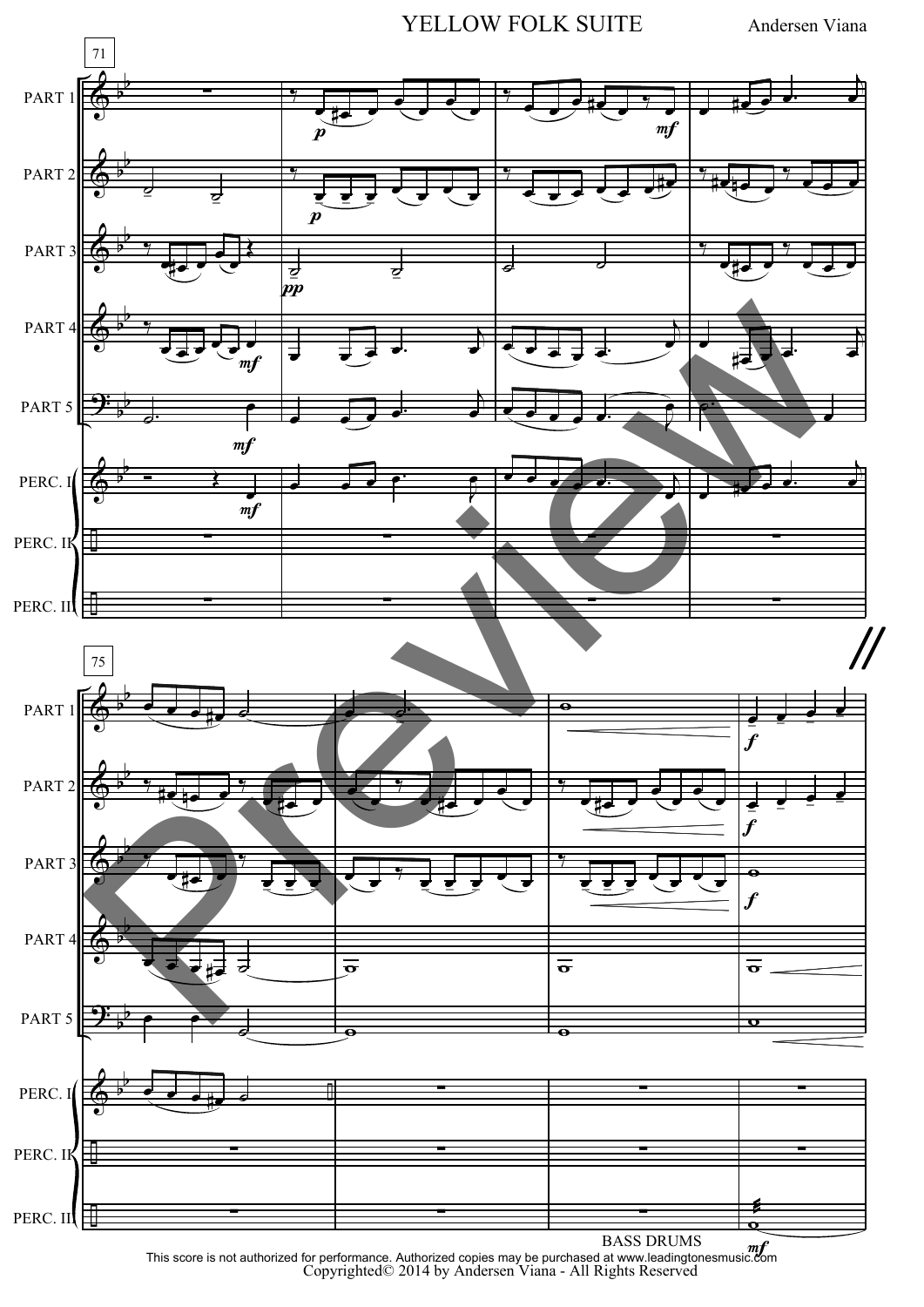# YELLOW FOLK SUITE

Andersen Viana

71

PART 1

PART 2

PART 3

PART 4

PART 5

PERC. I

PERC. II

PERC. III

75

BASS DRUMS

This score is not authorized for performance. Authorized copies may be purchased at www.leadingtonesmusic.com
Copyrighted© 2014 by Andersen Viana - All Rights Reserved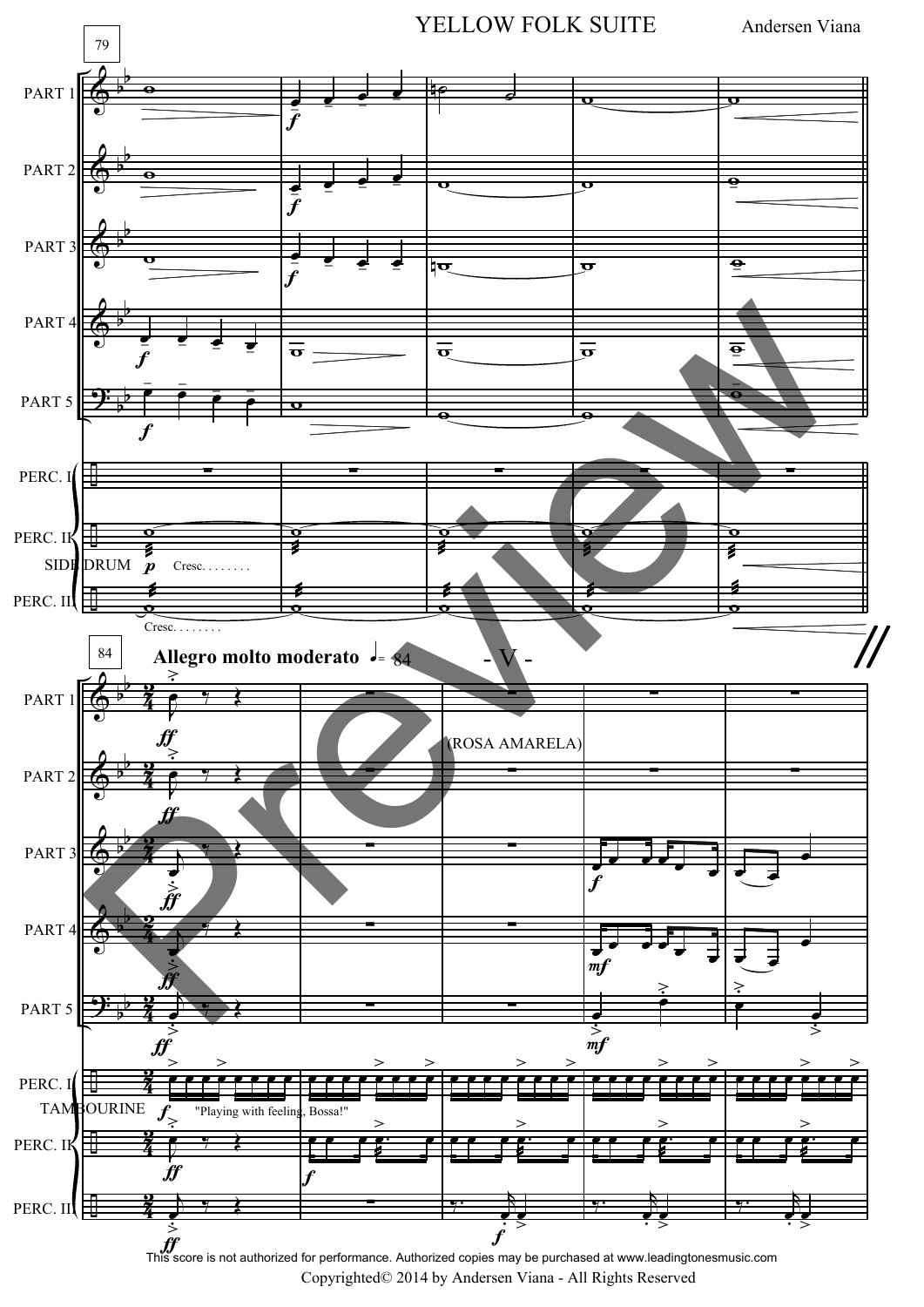# YELLOW FOLK SUITE

Andersen Viana

79

PART 1

PART 2

PART 3

PART 4

PART 5

PERC. I

PERC. II

SIDE DRUM *p* Cresc. . . . . . . .

PERC. III

Cresc. . . . . . . .

84

**Allegro molto moderato** ♩= 84

- V -

(ROSA AMARELA)

TAMBOURINE *f* "Playing with feeling, Bossa!"

This score is not authorized for performance. Authorized copies may be purchased at www.leadingtonesmusic.com

Copyrighted© 2014 by Andersen Viana - All Rights Reserved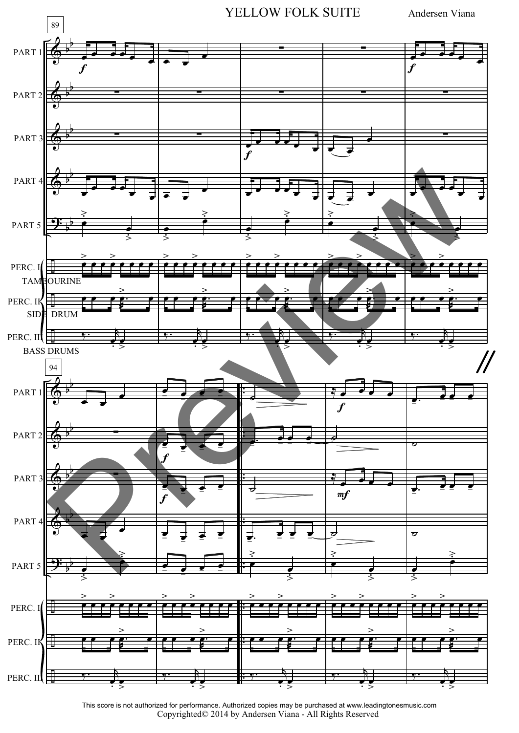YELLOW FOLK SUITE

Andersen Viana

This score is not authorized for performance. Authorized copies may be purchased at www.leadingtonesmusic.com
Copyrighted© 2014 by Andersen Viana - All Rights Reserved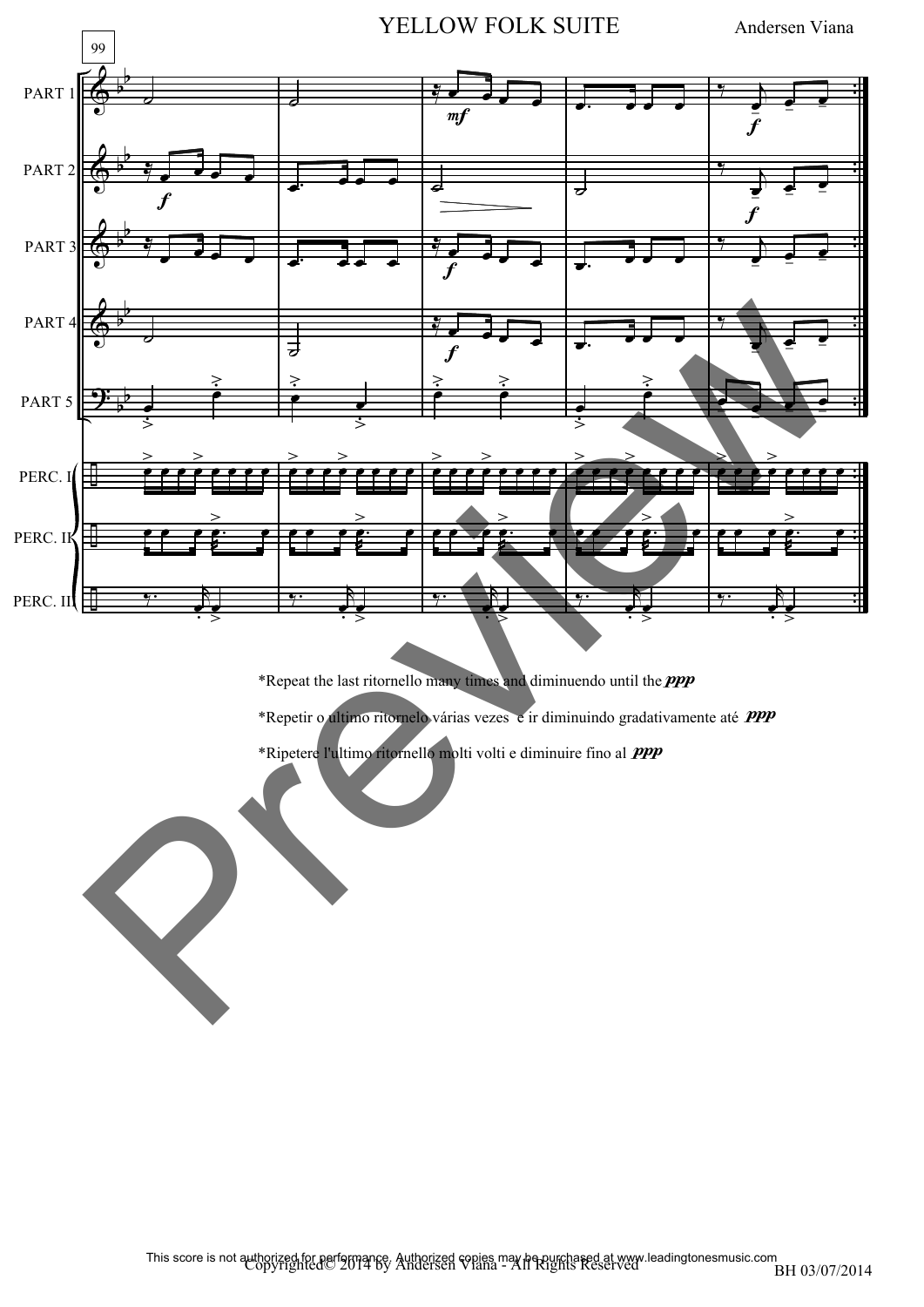# YELLOW FOLK SUITE

Andersen Viana

*Repeat the last ritornello many times and diminuendo until the *ppp*

*Repetir o ultimo ritornelo várias vezes e ir diminuindo gradativamente até *ppp*

*Ripetere l'ultimo ritornello molti volti e diminuire fino al *ppp*

This score is not authorized for performance. Authorized copies may be purchased at www.leadingtonesmusic.com

Copyrighted© 2014 by Andersen Viana - All Rights Reserved

BH 03/07/2014